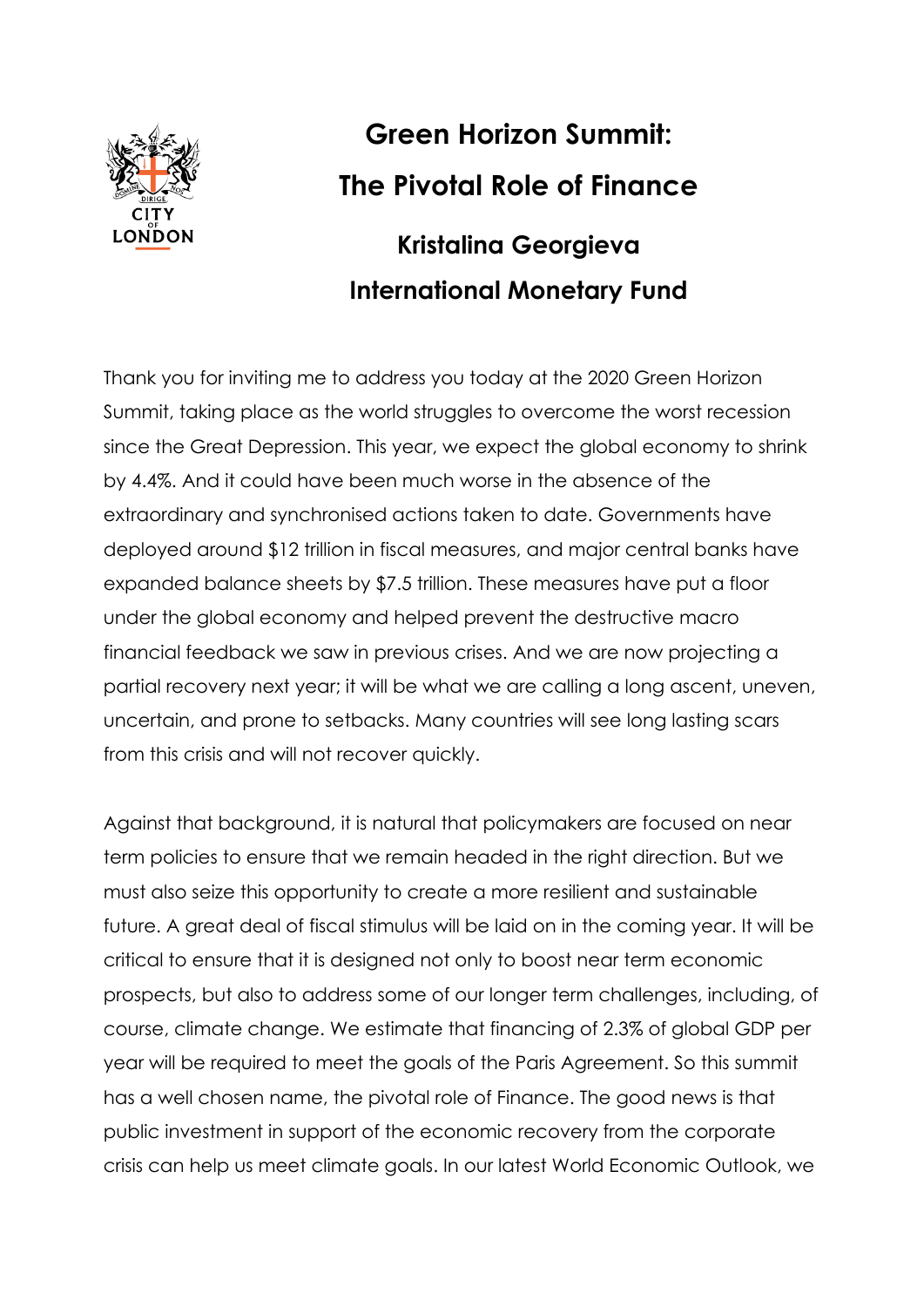# Green Horizon Summit: The Pivotal Role of Finance

## Kristalina Georgieva

## International Monetary Fund

Thank you for inviting me to address you today at the 2020 Green Horizon Summit, taking place as the world struggles to overcome the worst recession since the Great Depression. This year, we expect the global economy to shrink by 4.4%. And it could have been much worse in the absence of the extraordinary and synchronised actions taken to date. Governments have deployed around $12 trillion in fiscal measures, and major central banks have expanded balance sheets by $7.5 trillion. These measures have put a floor under the global economy and helped prevent the destructive macro financial feedback we saw in previous crises. And we are now projecting a partial recovery next year; it will be what we are calling a long ascent, uneven, uncertain, and prone to setbacks. Many countries will see long lasting scars from this crisis and will not recover quickly.

Against that background, it is natural that policymakers are focused on near term policies to ensure that we remain headed in the right direction. But we must also seize this opportunity to create a more resilient and sustainable future. A great deal of fiscal stimulus will be laid on in the coming year. It will be critical to ensure that it is designed not only to boost near term economic prospects, but also to address some of our longer term challenges, including, of course, climate change. We estimate that financing of 2.3% of global GDP per year will be required to meet the goals of the Paris Agreement. So this summit has a well chosen name, the pivotal role of Finance. The good news is that public investment in support of the economic recovery from the corporate crisis can help us meet climate goals. In our latest World Economic Outlook, we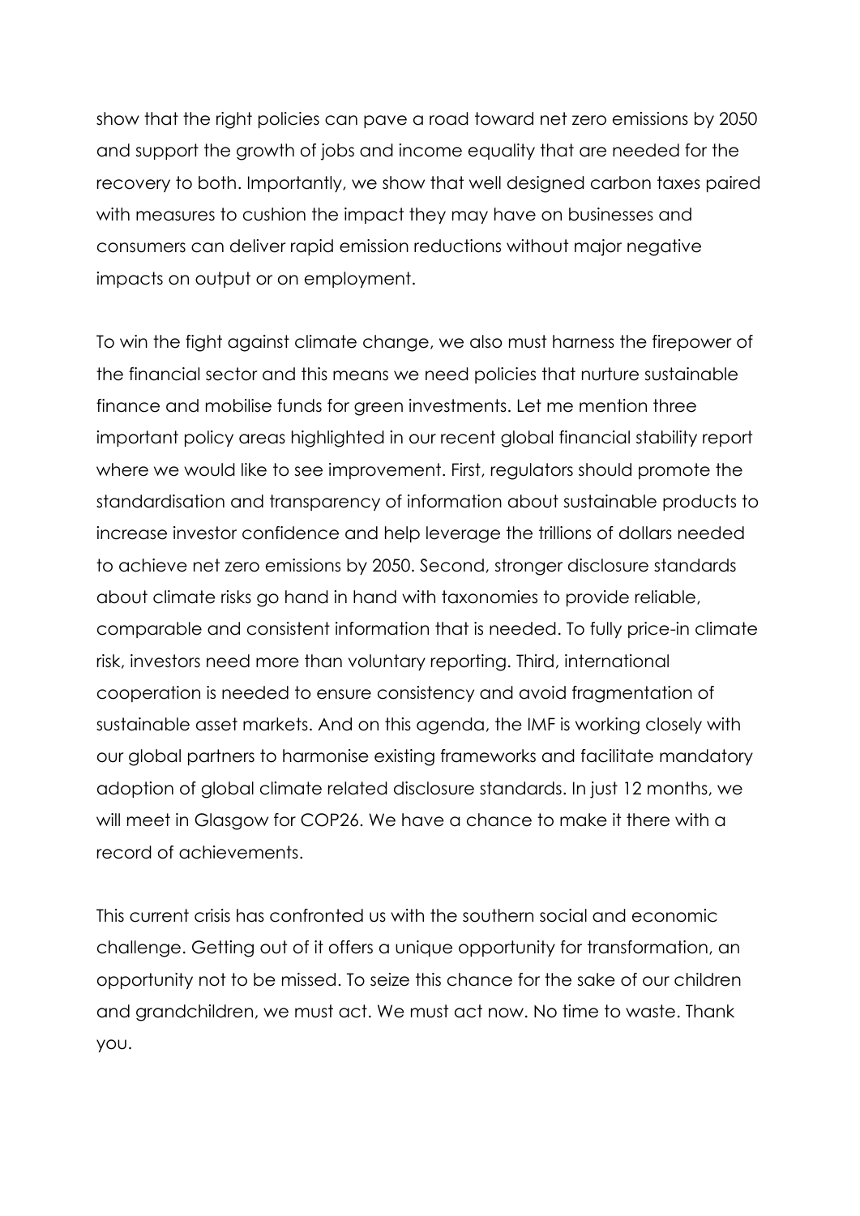show that the right policies can pave a road toward net zero emissions by 2050 and support the growth of jobs and income equality that are needed for the recovery to both. Importantly, we show that well designed carbon taxes paired with measures to cushion the impact they may have on businesses and consumers can deliver rapid emission reductions without major negative impacts on output or on employment.

To win the fight against climate change, we also must harness the firepower of the financial sector and this means we need policies that nurture sustainable finance and mobilise funds for green investments. Let me mention three important policy areas highlighted in our recent global financial stability report where we would like to see improvement. First, regulators should promote the standardisation and transparency of information about sustainable products to increase investor confidence and help leverage the trillions of dollars needed to achieve net zero emissions by 2050. Second, stronger disclosure standards about climate risks go hand in hand with taxonomies to provide reliable, comparable and consistent information that is needed. To fully price-in climate risk, investors need more than voluntary reporting. Third, international cooperation is needed to ensure consistency and avoid fragmentation of sustainable asset markets. And on this agenda, the IMF is working closely with our global partners to harmonise existing frameworks and facilitate mandatory adoption of global climate related disclosure standards. In just 12 months, we will meet in Glasgow for COP26. We have a chance to make it there with a record of achievements.

This current crisis has confronted us with the southern social and economic challenge. Getting out of it offers a unique opportunity for transformation, an opportunity not to be missed. To seize this chance for the sake of our children and grandchildren, we must act. We must act now. No time to waste. Thank you.